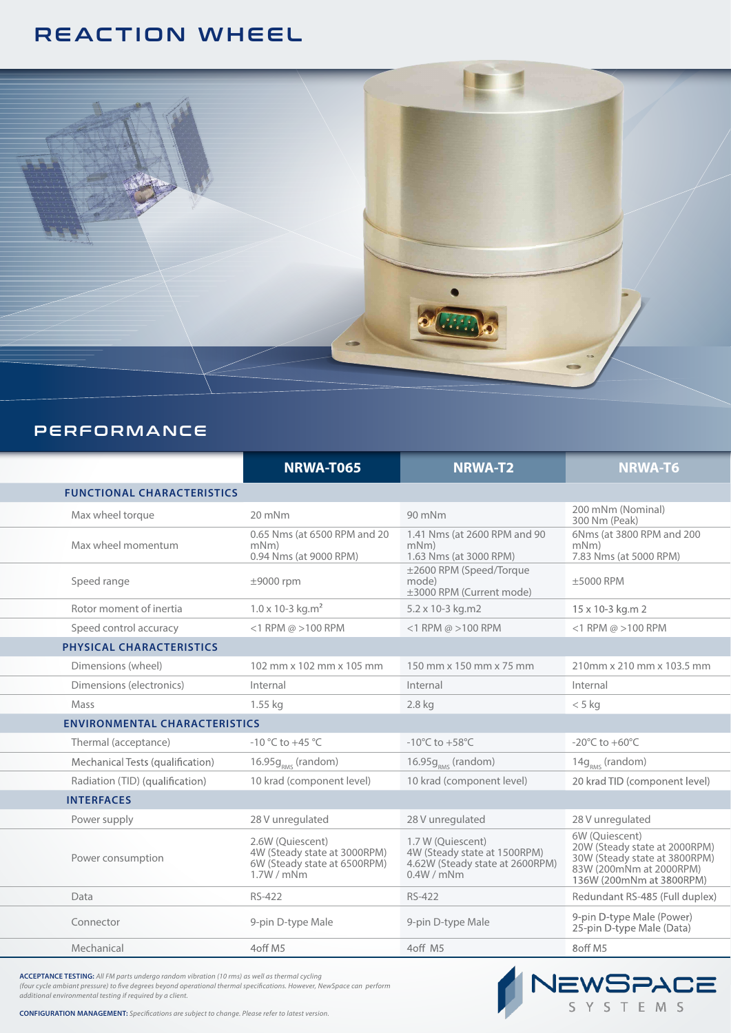# REACTION WHEEL

## PERFORMANCE

| | NRWA-T065 | NRWA-T2 | NRWA-T6 |
|---|---|---|---|
| **FUNCTIONAL CHARACTERISTICS** | | | |
| Max wheel torque | 20 mNm | 90 mNm | 200 mNm (Nominal)<br>300 Nm (Peak) |
| Max wheel momentum | 0.65 Nms (at 6500 RPM and 20 mNm)<br>0.94 Nms (at 9000 RPM) | 1.41 Nms (at 2600 RPM and 90 mNm)<br>1.63 Nms (at 3000 RPM) | 6Nms (at 3800 RPM and 200 mNm)<br>7.83 Nms (at 5000 RPM) |
| Speed range | ±9000 rpm | ±2600 RPM (Speed/Torque mode)<br>±3000 RPM (Current mode) | ±5000 RPM |
| Rotor moment of inertia | 1.0 x 10-3 kg.m² | 5.2 x 10-3 kg.m2 | 15 x 10-3 kg.m 2 |
| Speed control accuracy | <1 RPM @ >100 RPM | <1 RPM @ >100 RPM | <1 RPM @ >100 RPM |
| **PHYSICAL CHARACTERISTICS** | | | |
| Dimensions (wheel) | 102 mm x 102 mm x 105 mm | 150 mm x 150 mm x 75 mm | 210mm x 210 mm x 103.5 mm |
| Dimensions (electronics) | Internal | Internal | Internal |
| Mass | 1.55 kg | 2.8 kg | < 5 kg |
| **ENVIRONMENTAL CHARACTERISTICS** | | | |
| Thermal (acceptance) | -10 °C to +45 °C | -10°C to +58°C | -20°C to +60°C |
| Mechanical Tests (qualification) | 16.95$g_{RMS}$ (random) | 16.95$g_{RMS}$ (random) | 14$g_{RMS}$ (random) |
| Radiation (TID) (qualification) | 10 krad (component level) | 10 krad (component level) | 20 krad TID (component level) |
| **INTERFACES** | | | |
| Power supply | 28 V unregulated | 28 V unregulated | 28 V unregulated |
| Power consumption | 2.6W (Quiescent)<br>4W (Steady state at 3000RPM)<br>6W (Steady state at 6500RPM)<br>1.7W / mNm | 1.7 W (Quiescent)<br>4W (Steady state at 1500RPM)<br>4.62W (Steady state at 2600RPM)<br>0.4W / mNm | 6W (Quiescent)<br>20W (Steady state at 2000RPM)<br>30W (Steady state at 3800RPM)<br>83W (200mNm at 2000RPM)<br>136W (200mNm at 3800RPM) |
| Data | RS-422 | RS-422 | Redundant RS-485 (Full duplex) |
| Connector | 9-pin D-type Male | 9-pin D-type Male | 9-pin D-type Male (Power)<br>25-pin D-type Male (Data) |
| Mechanical | 4off M5 | 4off M5 | 8off M5 |

**ACCEPTANCE TESTING:** *All FM parts undergo random vibration (10 rms) as well as thermal cycling (four cycle ambiant pressure) to five degrees beyond operational thermal specifications. However, NewSpace can perform additional environmental testing if required by a client.*

**CONFIGURATION MANAGEMENT:** *Specifications are subject to change. Please refer to latest version.*

NEWSPACE SYSTEMS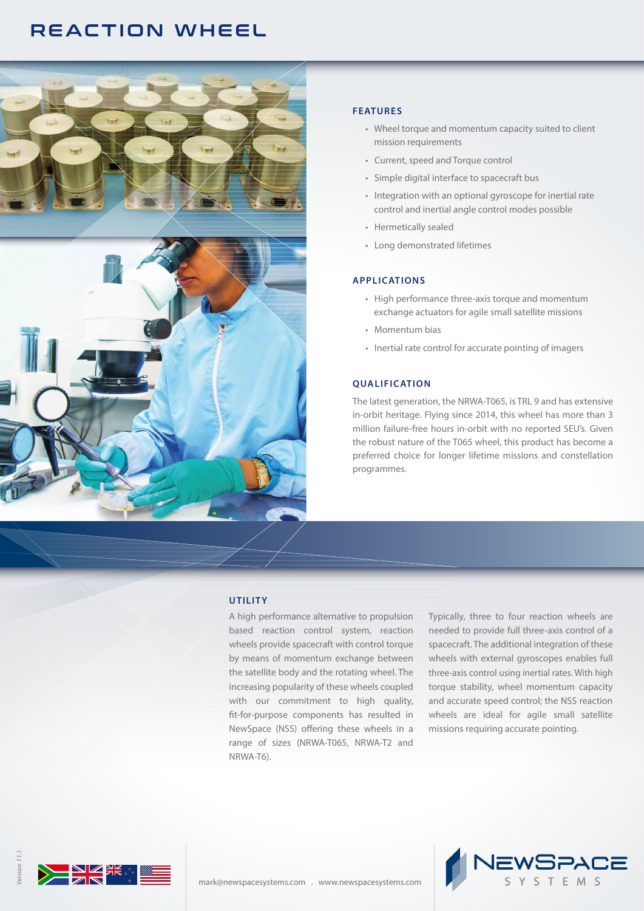# REACTION WHEEL

## FEATURES

- Wheel torque and momentum capacity suited to client mission requirements
- Current, speed and Torque control
- Simple digital interface to spacecraft bus
- Integration with an optional gyroscope for inertial rate control and inertial angle control modes possible
- Hermetically sealed
- Long demonstrated lifetimes

## APPLICATIONS

- High performance three-axis torque and momentum exchange actuators for agile small satellite missions
- Momentum bias
- Inertial rate control for accurate pointing of imagers

## QUALIFICATION

The latest generation, the NRWA-T065, is TRL 9 and has extensive in-orbit heritage. Flying since 2014, this wheel has more than 3 million failure-free hours in-orbit with no reported SEU's. Given the robust nature of the T065 wheel, this product has become a preferred choice for longer lifetime missions and constellation programmes.

## UTILITY

A high performance alternative to propulsion based reaction control system, reaction wheels provide spacecraft with control torque by means of momentum exchange between the satellite body and the rotating wheel. The increasing popularity of these wheels coupled with our commitment to high quality, fit-for-purpose components has resulted in NewSpace (NSS) offering these wheels in a range of sizes (NRWA-T065, NRWA-T2 and NRWA-T6).

Typically, three to four reaction wheels are needed to provide full three-axis control of a spacecraft. The additional integration of these wheels with external gyroscopes enables full three-axis control using inertial rates. With high torque stability, wheel momentum capacity and accurate speed control; the NSS reaction wheels are ideal for agile small satellite missions requiring accurate pointing.

*Version: 11.1*

mark@newspacesystems.com . www.newspacesystems.com

NEWSPACE SYSTEMS